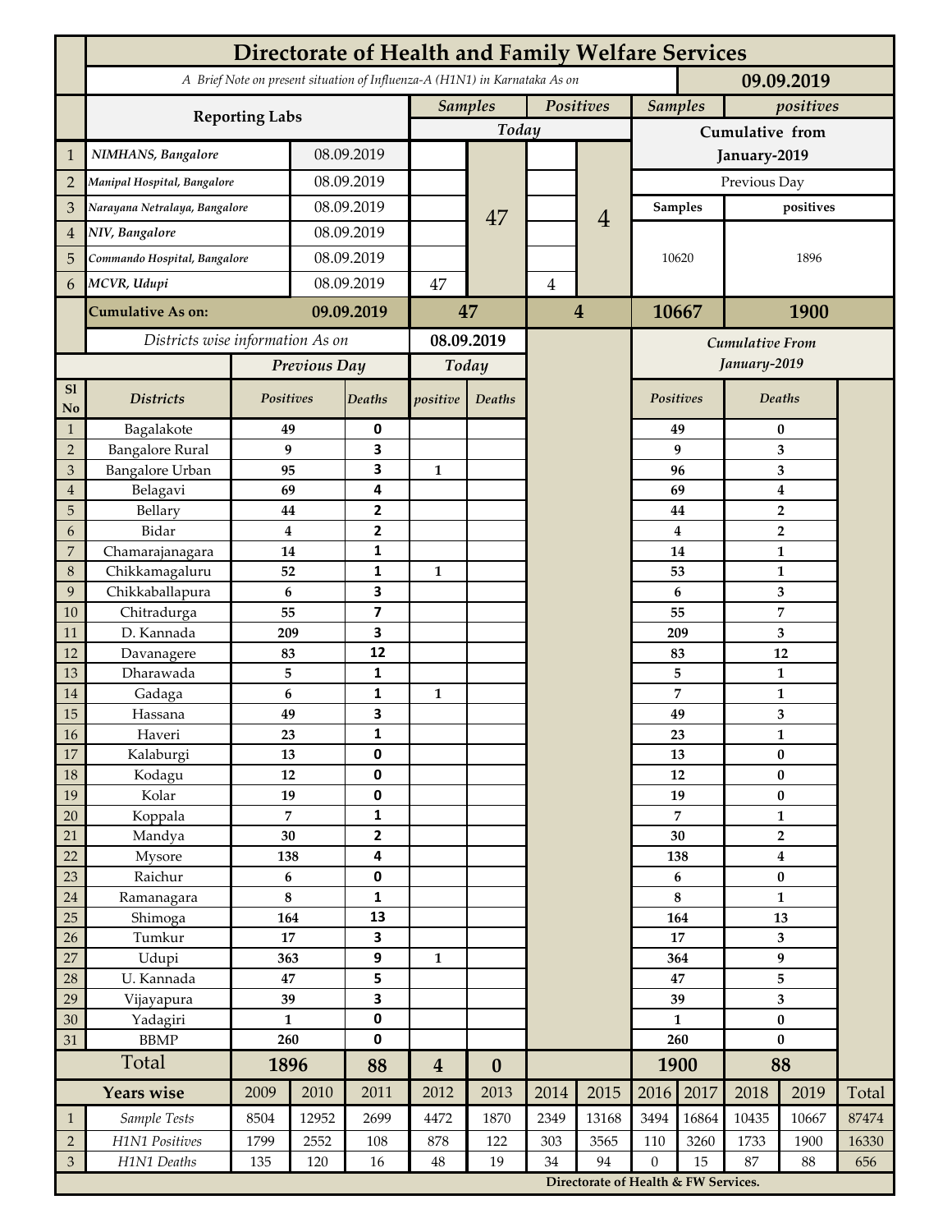# Directorate of Health and Family Welfare Services

*A Brief Note on present situation of Influenza-A (H1N1) in Karnataka As on* **09.09.2019**

| | Reporting Labs | | Samples Today | | Positives Today | | Samples (Cumulative from January-2019, Previous Day) | positives (Cumulative from January-2019, Previous Day) |
|---|---|---|---|---|---|---|---|---|
| 1 | *NIMHANS, Bangalore* | 08.09.2019 | | 47 | | 4 | 10620 | 1896 |
| 2 | *Manipal Hospital, Bangalore* | 08.09.2019 | | | | | | |
| 3 | *Narayana Netralaya, Bangalore* | 08.09.2019 | | | | | | |
| 4 | *NIV, Bangalore* | 08.09.2019 | | | | | | |
| 5 | *Commando Hospital, Bangalore* | 08.09.2019 | | | | | | |
| 6 | *MCVR, Udupi* | 08.09.2019 | 47 | | 4 | | | |
| | **Cumulative As on:** | **09.09.2019** | **47** | | **4** | | **10667** | **1900** |

*Districts wise information As on* **08.09.2019**

| Sl No | Districts | Previous Day Positives | Previous Day Deaths | Today positive | Today Deaths | Cumulative From January-2019 Positives | Cumulative From January-2019 Deaths |
|---|---|---|---|---|---|---|---|
| 1 | Bagalakote | 49 | 0 | | | 49 | 0 |
| 2 | Bangalore Rural | 9 | 3 | | | 9 | 3 |
| 3 | Bangalore Urban | 95 | 3 | 1 | | 96 | 3 |
| 4 | Belagavi | 69 | 4 | | | 69 | 4 |
| 5 | Bellary | 44 | 2 | | | 44 | 2 |
| 6 | Bidar | 4 | 2 | | | 4 | 2 |
| 7 | Chamarajanagara | 14 | 1 | | | 14 | 1 |
| 8 | Chikkamagaluru | 52 | 1 | 1 | | 53 | 1 |
| 9 | Chikkaballapura | 6 | 3 | | | 6 | 3 |
| 10 | Chitradurga | 55 | 7 | | | 55 | 7 |
| 11 | D. Kannada | 209 | 3 | | | 209 | 3 |
| 12 | Davanagere | 83 | 12 | | | 83 | 12 |
| 13 | Dharawada | 5 | 1 | | | 5 | 1 |
| 14 | Gadaga | 6 | 1 | 1 | | 7 | 1 |
| 15 | Hassana | 49 | 3 | | | 49 | 3 |
| 16 | Haveri | 23 | 1 | | | 23 | 1 |
| 17 | Kalaburgi | 13 | 0 | | | 13 | 0 |
| 18 | Kodagu | 12 | 0 | | | 12 | 0 |
| 19 | Kolar | 19 | 0 | | | 19 | 0 |
| 20 | Koppala | 7 | 1 | | | 7 | 1 |
| 21 | Mandya | 30 | 2 | | | 30 | 2 |
| 22 | Mysore | 138 | 4 | | | 138 | 4 |
| 23 | Raichur | 6 | 0 | | | 6 | 0 |
| 24 | Ramanagara | 8 | 1 | | | 8 | 1 |
| 25 | Shimoga | 164 | 13 | | | 164 | 13 |
| 26 | Tumkur | 17 | 3 | | | 17 | 3 |
| 27 | Udupi | 363 | 9 | 1 | | 364 | 9 |
| 28 | U. Kannada | 47 | 5 | | | 47 | 5 |
| 29 | Vijayapura | 39 | 3 | | | 39 | 3 |
| 30 | Yadagiri | 1 | 0 | | | 1 | 0 |
| 31 | BBMP | 260 | 0 | | | 260 | 0 |
| | **Total** | **1896** | **88** | **4** | **0** | **1900** | **88** |

| | Years wise | 2009 | 2010 | 2011 | 2012 | 2013 | 2014 | 2015 | 2016 | 2017 | 2018 | 2019 | Total |
|---|---|---|---|---|---|---|---|---|---|---|---|---|---|
| 1 | *Sample Tests* | 8504 | 12952 | 2699 | 4472 | 1870 | 2349 | 13168 | 3494 | 16864 | 10435 | 10667 | 87474 |
| 2 | *H1N1 Positives* | 1799 | 2552 | 108 | 878 | 122 | 303 | 3565 | 110 | 3260 | 1733 | 1900 | 16330 |
| 3 | *H1N1 Deaths* | 135 | 120 | 16 | 48 | 19 | 34 | 94 | 0 | 15 | 87 | 88 | 656 |

**Directorate of Health & FW Services.**